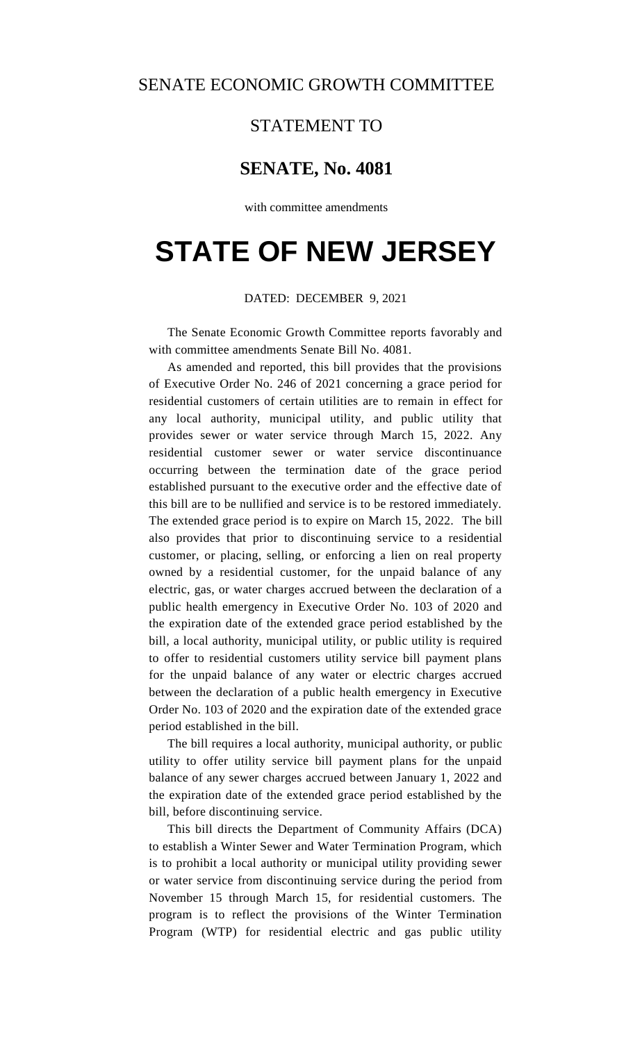SENATE ECONOMIC GROWTH COMMITTEE

STATEMENT TO

**SENATE, No. 4081**

with committee amendments

# STATE OF NEW JERSEY

DATED: DECEMBER 9, 2021

The Senate Economic Growth Committee reports favorably and with committee amendments Senate Bill No. 4081.

As amended and reported, this bill provides that the provisions of Executive Order No. 246 of 2021 concerning a grace period for residential customers of certain utilities are to remain in effect for any local authority, municipal utility, and public utility that provides sewer or water service through March 15, 2022. Any residential customer sewer or water service discontinuance occurring between the termination date of the grace period established pursuant to the executive order and the effective date of this bill are to be nullified and service is to be restored immediately. The extended grace period is to expire on March 15, 2022. The bill also provides that prior to discontinuing service to a residential customer, or placing, selling, or enforcing a lien on real property owned by a residential customer, for the unpaid balance of any electric, gas, or water charges accrued between the declaration of a public health emergency in Executive Order No. 103 of 2020 and the expiration date of the extended grace period established by the bill, a local authority, municipal utility, or public utility is required to offer to residential customers utility service bill payment plans for the unpaid balance of any water or electric charges accrued between the declaration of a public health emergency in Executive Order No. 103 of 2020 and the expiration date of the extended grace period established in the bill.

The bill requires a local authority, municipal authority, or public utility to offer utility service bill payment plans for the unpaid balance of any sewer charges accrued between January 1, 2022 and the expiration date of the extended grace period established by the bill, before discontinuing service.

This bill directs the Department of Community Affairs (DCA) to establish a Winter Sewer and Water Termination Program, which is to prohibit a local authority or municipal utility providing sewer or water service from discontinuing service during the period from November 15 through March 15, for residential customers. The program is to reflect the provisions of the Winter Termination Program (WTP) for residential electric and gas public utility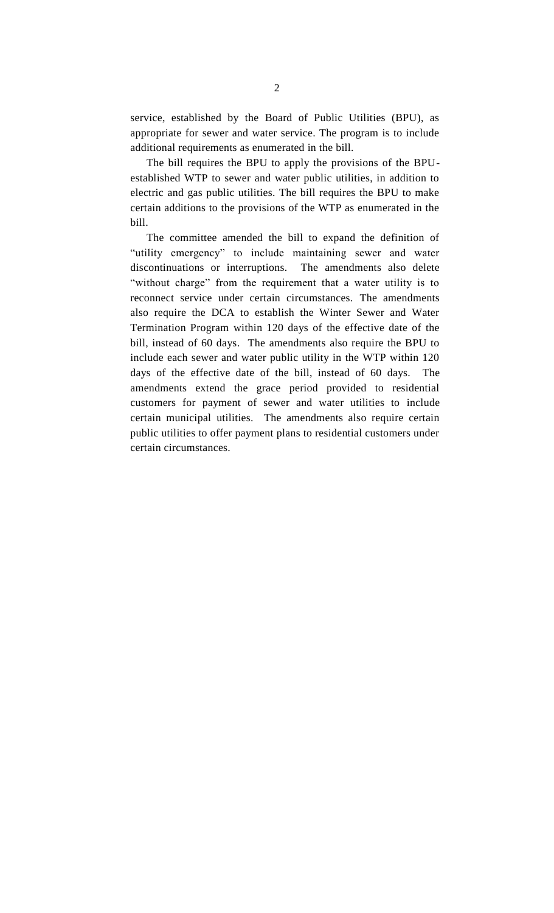service, established by the Board of Public Utilities (BPU), as appropriate for sewer and water service. The program is to include additional requirements as enumerated in the bill.

The bill requires the BPU to apply the provisions of the BPU-established WTP to sewer and water public utilities, in addition to electric and gas public utilities. The bill requires the BPU to make certain additions to the provisions of the WTP as enumerated in the bill.

The committee amended the bill to expand the definition of "utility emergency" to include maintaining sewer and water discontinuations or interruptions. The amendments also delete "without charge" from the requirement that a water utility is to reconnect service under certain circumstances. The amendments also require the DCA to establish the Winter Sewer and Water Termination Program within 120 days of the effective date of the bill, instead of 60 days. The amendments also require the BPU to include each sewer and water public utility in the WTP within 120 days of the effective date of the bill, instead of 60 days. The amendments extend the grace period provided to residential customers for payment of sewer and water utilities to include certain municipal utilities. The amendments also require certain public utilities to offer payment plans to residential customers under certain circumstances.